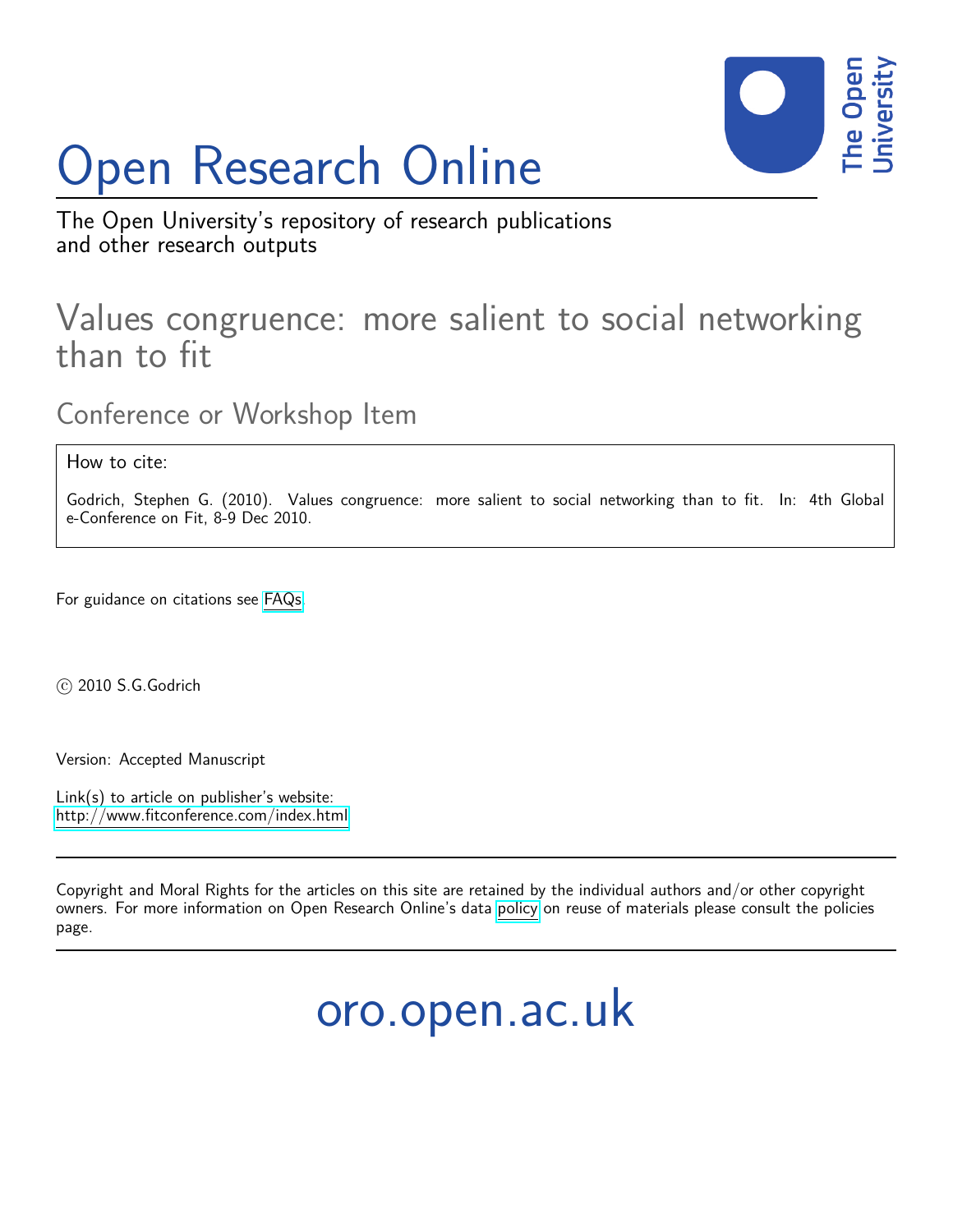# Open Research Online

The Open University's repository of research publications and other research outputs

## Values congruence: more salient to social networking than to fit

### Conference or Workshop Item

How to cite:

Godrich, Stephen G. (2010). Values congruence: more salient to social networking than to fit. In: 4th Global e-Conference on Fit, 8-9 Dec 2010.

For guidance on citations see FAQs.

© 2010 S.G.Godrich

Version: Accepted Manuscript

Link(s) to article on publisher's website:
http://www.fitconference.com/index.html

Copyright and Moral Rights for the articles on this site are retained by the individual authors and/or other copyright owners. For more information on Open Research Online's data policy on reuse of materials please consult the policies page.

oro.open.ac.uk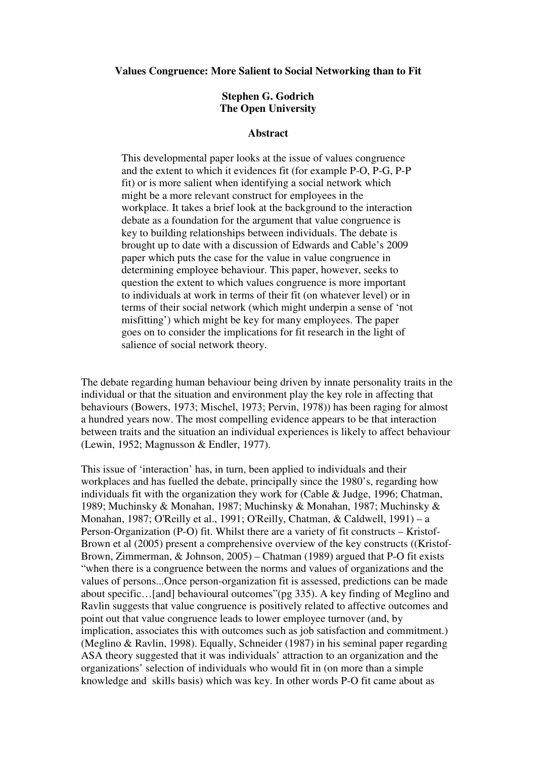**Values Congruence: More Salient to Social Networking than to Fit**

**Stephen G. Godrich**
**The Open University**

**Abstract**

> This developmental paper looks at the issue of values congruence and the extent to which it evidences fit (for example P-O, P-G, P-P fit) or is more salient when identifying a social network which might be a more relevant construct for employees in the workplace. It takes a brief look at the background to the interaction debate as a foundation for the argument that value congruence is key to building relationships between individuals. The debate is brought up to date with a discussion of Edwards and Cable's 2009 paper which puts the case for the value in value congruence in determining employee behaviour. This paper, however, seeks to question the extent to which values congruence is more important to individuals at work in terms of their fit (on whatever level) or in terms of their social network (which might underpin a sense of 'not misfitting') which might be key for many employees. The paper goes on to consider the implications for fit research in the light of salience of social network theory.

The debate regarding human behaviour being driven by innate personality traits in the individual or that the situation and environment play the key role in affecting that behaviours (Bowers, 1973; Mischel, 1973; Pervin, 1978)) has been raging for almost a hundred years now. The most compelling evidence appears to be that interaction between traits and the situation an individual experiences is likely to affect behaviour (Lewin, 1952; Magnusson & Endler, 1977).

This issue of 'interaction' has, in turn, been applied to individuals and their workplaces and has fuelled the debate, principally since the 1980's, regarding how individuals fit with the organization they work for (Cable & Judge, 1996; Chatman, 1989; Muchinsky & Monahan, 1987; Muchinsky & Monahan, 1987; Muchinsky & Monahan, 1987; O'Reilly et al., 1991; O'Reilly, Chatman, & Caldwell, 1991) – a Person-Organization (P-O) fit. Whilst there are a variety of fit constructs – Kristof-Brown et al (2005) present a comprehensive overview of the key constructs ((Kristof-Brown, Zimmerman, & Johnson, 2005) – Chatman (1989) argued that P-O fit exists "when there is a congruence between the norms and values of organizations and the values of persons...Once person-organization fit is assessed, predictions can be made about specific…[and] behavioural outcomes"(pg 335). A key finding of Meglino and Ravlin suggests that value congruence is positively related to affective outcomes and point out that value congruence leads to lower employee turnover (and, by implication, associates this with outcomes such as job satisfaction and commitment.) (Meglino & Ravlin, 1998). Equally, Schneider (1987) in his seminal paper regarding ASA theory suggested that it was individuals' attraction to an organization and the organizations' selection of individuals who would fit in (on more than a simple knowledge and skills basis) which was key. In other words P-O fit came about as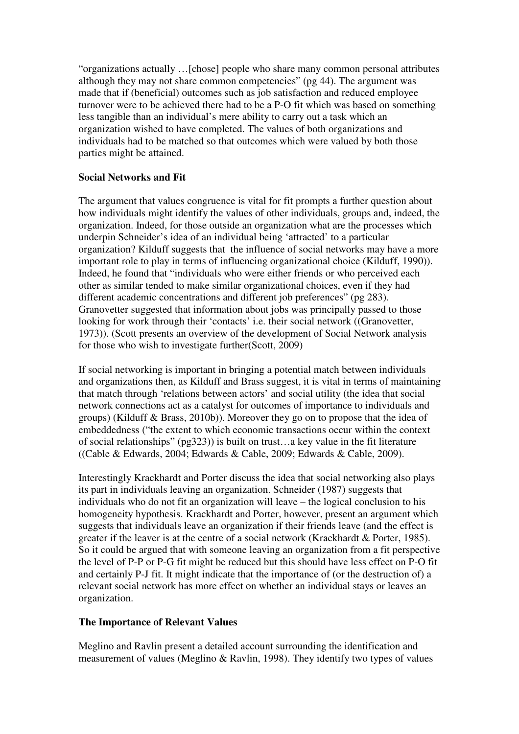"organizations actually …[chose] people who share many common personal attributes although they may not share common competencies" (pg 44). The argument was made that if (beneficial) outcomes such as job satisfaction and reduced employee turnover were to be achieved there had to be a P-O fit which was based on something less tangible than an individual's mere ability to carry out a task which an organization wished to have completed. The values of both organizations and individuals had to be matched so that outcomes which were valued by both those parties might be attained.

**Social Networks and Fit**

The argument that values congruence is vital for fit prompts a further question about how individuals might identify the values of other individuals, groups and, indeed, the organization. Indeed, for those outside an organization what are the processes which underpin Schneider's idea of an individual being 'attracted' to a particular organization? Kilduff suggests that the influence of social networks may have a more important role to play in terms of influencing organizational choice (Kilduff, 1990)). Indeed, he found that "individuals who were either friends or who perceived each other as similar tended to make similar organizational choices, even if they had different academic concentrations and different job preferences" (pg 283). Granovetter suggested that information about jobs was principally passed to those looking for work through their 'contacts' i.e. their social network ((Granovetter, 1973)). (Scott presents an overview of the development of Social Network analysis for those who wish to investigate further(Scott, 2009)

If social networking is important in bringing a potential match between individuals and organizations then, as Kilduff and Brass suggest, it is vital in terms of maintaining that match through 'relations between actors' and social utility (the idea that social network connections act as a catalyst for outcomes of importance to individuals and groups) (Kilduff & Brass, 2010b)). Moreover they go on to propose that the idea of embeddedness ("the extent to which economic transactions occur within the context of social relationships" (pg323)) is built on trust…a key value in the fit literature ((Cable & Edwards, 2004; Edwards & Cable, 2009; Edwards & Cable, 2009).

Interestingly Krackhardt and Porter discuss the idea that social networking also plays its part in individuals leaving an organization. Schneider (1987) suggests that individuals who do not fit an organization will leave – the logical conclusion to his homogeneity hypothesis. Krackhardt and Porter, however, present an argument which suggests that individuals leave an organization if their friends leave (and the effect is greater if the leaver is at the centre of a social network (Krackhardt & Porter, 1985). So it could be argued that with someone leaving an organization from a fit perspective the level of P-P or P-G fit might be reduced but this should have less effect on P-O fit and certainly P-J fit. It might indicate that the importance of (or the destruction of) a relevant social network has more effect on whether an individual stays or leaves an organization.

**The Importance of Relevant Values**

Meglino and Ravlin present a detailed account surrounding the identification and measurement of values (Meglino & Ravlin, 1998). They identify two types of values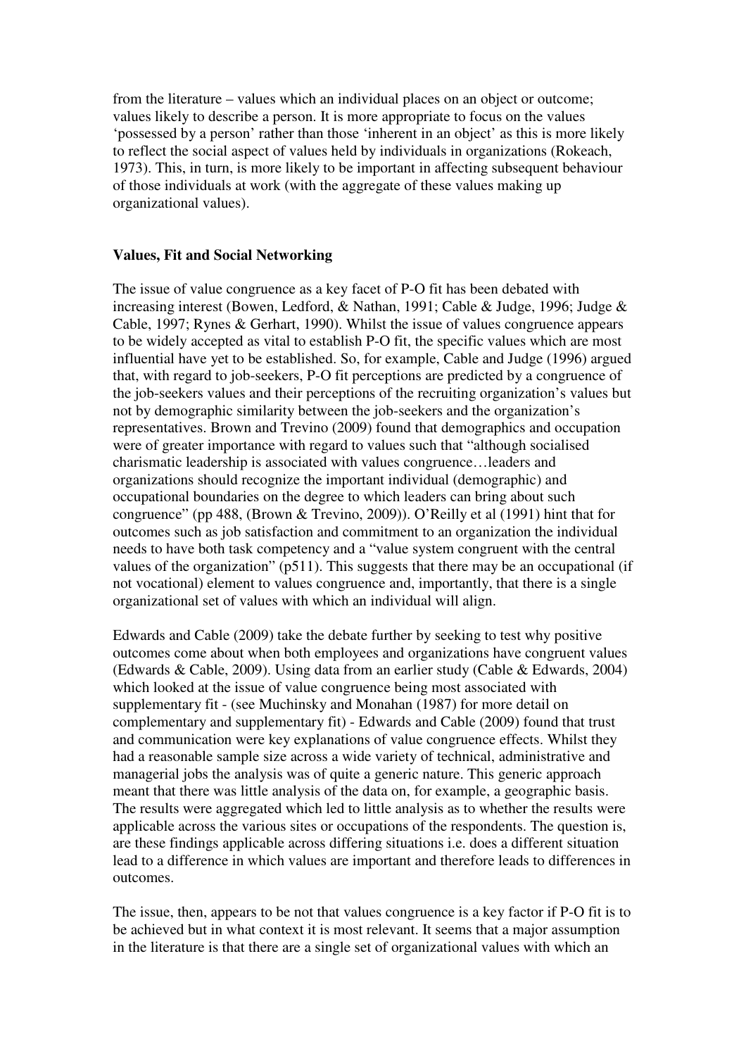from the literature – values which an individual places on an object or outcome; values likely to describe a person. It is more appropriate to focus on the values 'possessed by a person' rather than those 'inherent in an object' as this is more likely to reflect the social aspect of values held by individuals in organizations (Rokeach, 1973). This, in turn, is more likely to be important in affecting subsequent behaviour of those individuals at work (with the aggregate of these values making up organizational values).

**Values, Fit and Social Networking**

The issue of value congruence as a key facet of P-O fit has been debated with increasing interest (Bowen, Ledford, & Nathan, 1991; Cable & Judge, 1996; Judge & Cable, 1997; Rynes & Gerhart, 1990). Whilst the issue of values congruence appears to be widely accepted as vital to establish P-O fit, the specific values which are most influential have yet to be established. So, for example, Cable and Judge (1996) argued that, with regard to job-seekers, P-O fit perceptions are predicted by a congruence of the job-seekers values and their perceptions of the recruiting organization's values but not by demographic similarity between the job-seekers and the organization's representatives. Brown and Trevino (2009) found that demographics and occupation were of greater importance with regard to values such that "although socialised charismatic leadership is associated with values congruence…leaders and organizations should recognize the important individual (demographic) and occupational boundaries on the degree to which leaders can bring about such congruence" (pp 488, (Brown & Trevino, 2009)). O'Reilly et al (1991) hint that for outcomes such as job satisfaction and commitment to an organization the individual needs to have both task competency and a "value system congruent with the central values of the organization" (p511). This suggests that there may be an occupational (if not vocational) element to values congruence and, importantly, that there is a single organizational set of values with which an individual will align.

Edwards and Cable (2009) take the debate further by seeking to test why positive outcomes come about when both employees and organizations have congruent values (Edwards & Cable, 2009). Using data from an earlier study (Cable & Edwards, 2004) which looked at the issue of value congruence being most associated with supplementary fit - (see Muchinsky and Monahan (1987) for more detail on complementary and supplementary fit) - Edwards and Cable (2009) found that trust and communication were key explanations of value congruence effects. Whilst they had a reasonable sample size across a wide variety of technical, administrative and managerial jobs the analysis was of quite a generic nature. This generic approach meant that there was little analysis of the data on, for example, a geographic basis. The results were aggregated which led to little analysis as to whether the results were applicable across the various sites or occupations of the respondents. The question is, are these findings applicable across differing situations i.e. does a different situation lead to a difference in which values are important and therefore leads to differences in outcomes.

The issue, then, appears to be not that values congruence is a key factor if P-O fit is to be achieved but in what context it is most relevant. It seems that a major assumption in the literature is that there are a single set of organizational values with which an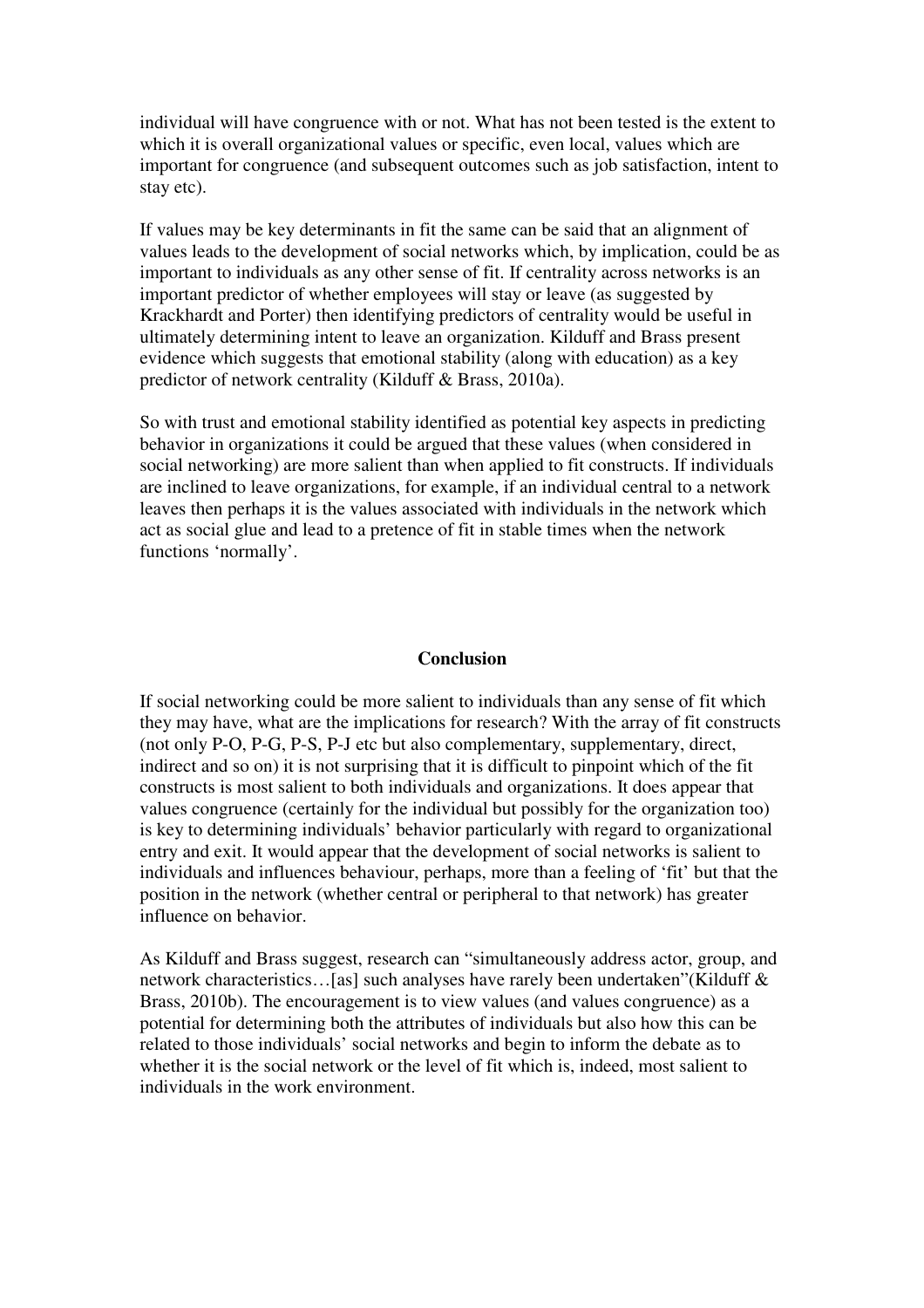individual will have congruence with or not. What has not been tested is the extent to which it is overall organizational values or specific, even local, values which are important for congruence (and subsequent outcomes such as job satisfaction, intent to stay etc).

If values may be key determinants in fit the same can be said that an alignment of values leads to the development of social networks which, by implication, could be as important to individuals as any other sense of fit. If centrality across networks is an important predictor of whether employees will stay or leave (as suggested by Krackhardt and Porter) then identifying predictors of centrality would be useful in ultimately determining intent to leave an organization. Kilduff and Brass present evidence which suggests that emotional stability (along with education) as a key predictor of network centrality (Kilduff & Brass, 2010a).

So with trust and emotional stability identified as potential key aspects in predicting behavior in organizations it could be argued that these values (when considered in social networking) are more salient than when applied to fit constructs. If individuals are inclined to leave organizations, for example, if an individual central to a network leaves then perhaps it is the values associated with individuals in the network which act as social glue and lead to a pretence of fit in stable times when the network functions 'normally'.

## Conclusion

If social networking could be more salient to individuals than any sense of fit which they may have, what are the implications for research? With the array of fit constructs (not only P-O, P-G, P-S, P-J etc but also complementary, supplementary, direct, indirect and so on) it is not surprising that it is difficult to pinpoint which of the fit constructs is most salient to both individuals and organizations. It does appear that values congruence (certainly for the individual but possibly for the organization too) is key to determining individuals' behavior particularly with regard to organizational entry and exit. It would appear that the development of social networks is salient to individuals and influences behaviour, perhaps, more than a feeling of 'fit' but that the position in the network (whether central or peripheral to that network) has greater influence on behavior.

As Kilduff and Brass suggest, research can "simultaneously address actor, group, and network characteristics…[as] such analyses have rarely been undertaken"(Kilduff & Brass, 2010b). The encouragement is to view values (and values congruence) as a potential for determining both the attributes of individuals but also how this can be related to those individuals' social networks and begin to inform the debate as to whether it is the social network or the level of fit which is, indeed, most salient to individuals in the work environment.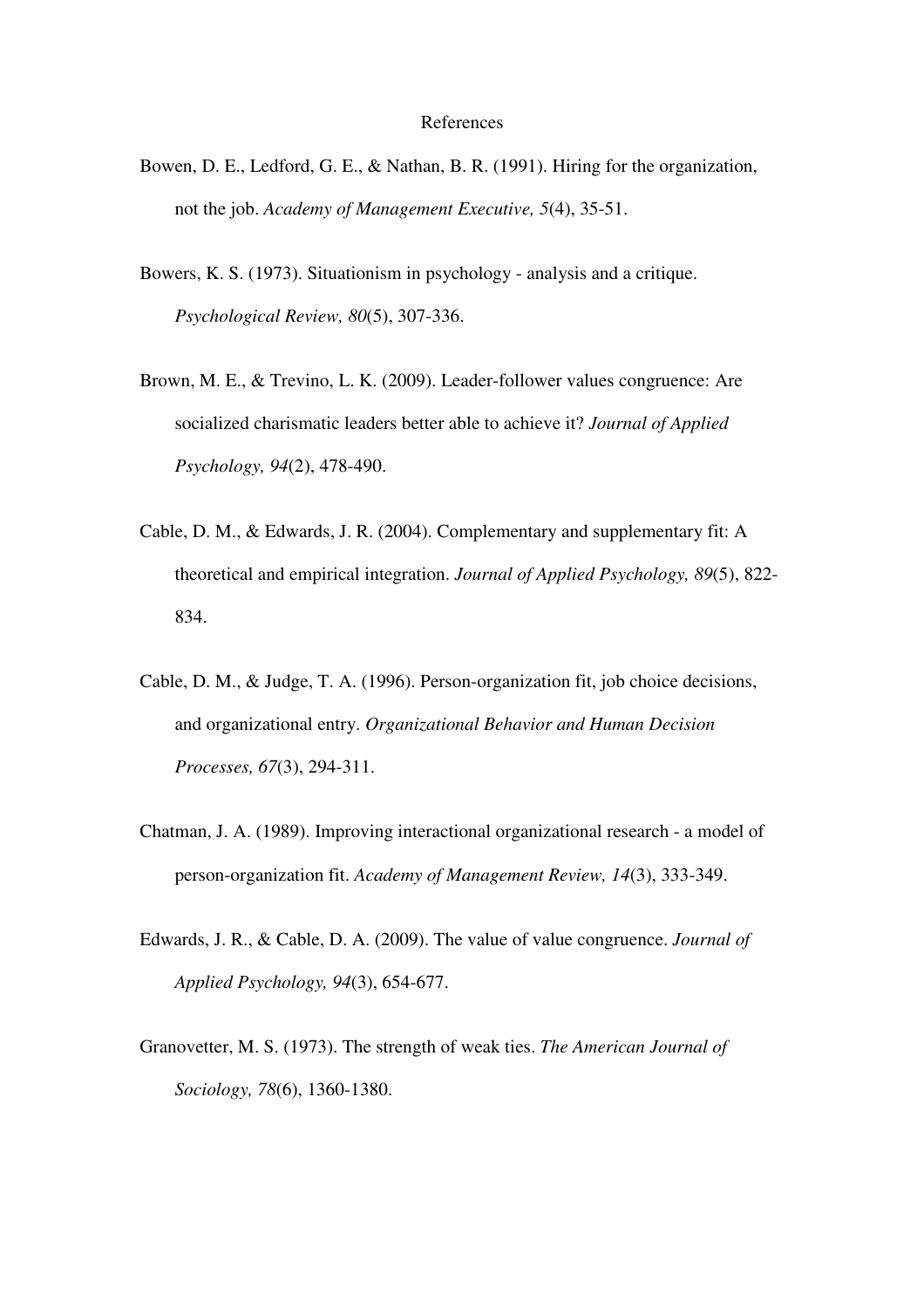# References

Bowen, D. E., Ledford, G. E., & Nathan, B. R. (1991). Hiring for the organization, not the job. *Academy of Management Executive, 5*(4), 35-51.

Bowers, K. S. (1973). Situationism in psychology - analysis and a critique. *Psychological Review, 80*(5), 307-336.

Brown, M. E., & Trevino, L. K. (2009). Leader-follower values congruence: Are socialized charismatic leaders better able to achieve it? *Journal of Applied Psychology, 94*(2), 478-490.

Cable, D. M., & Edwards, J. R. (2004). Complementary and supplementary fit: A theoretical and empirical integration. *Journal of Applied Psychology, 89*(5), 822-834.

Cable, D. M., & Judge, T. A. (1996). Person-organization fit, job choice decisions, and organizational entry. *Organizational Behavior and Human Decision Processes, 67*(3), 294-311.

Chatman, J. A. (1989). Improving interactional organizational research - a model of person-organization fit. *Academy of Management Review, 14*(3), 333-349.

Edwards, J. R., & Cable, D. A. (2009). The value of value congruence. *Journal of Applied Psychology, 94*(3), 654-677.

Granovetter, M. S. (1973). The strength of weak ties. *The American Journal of Sociology, 78*(6), 1360-1380.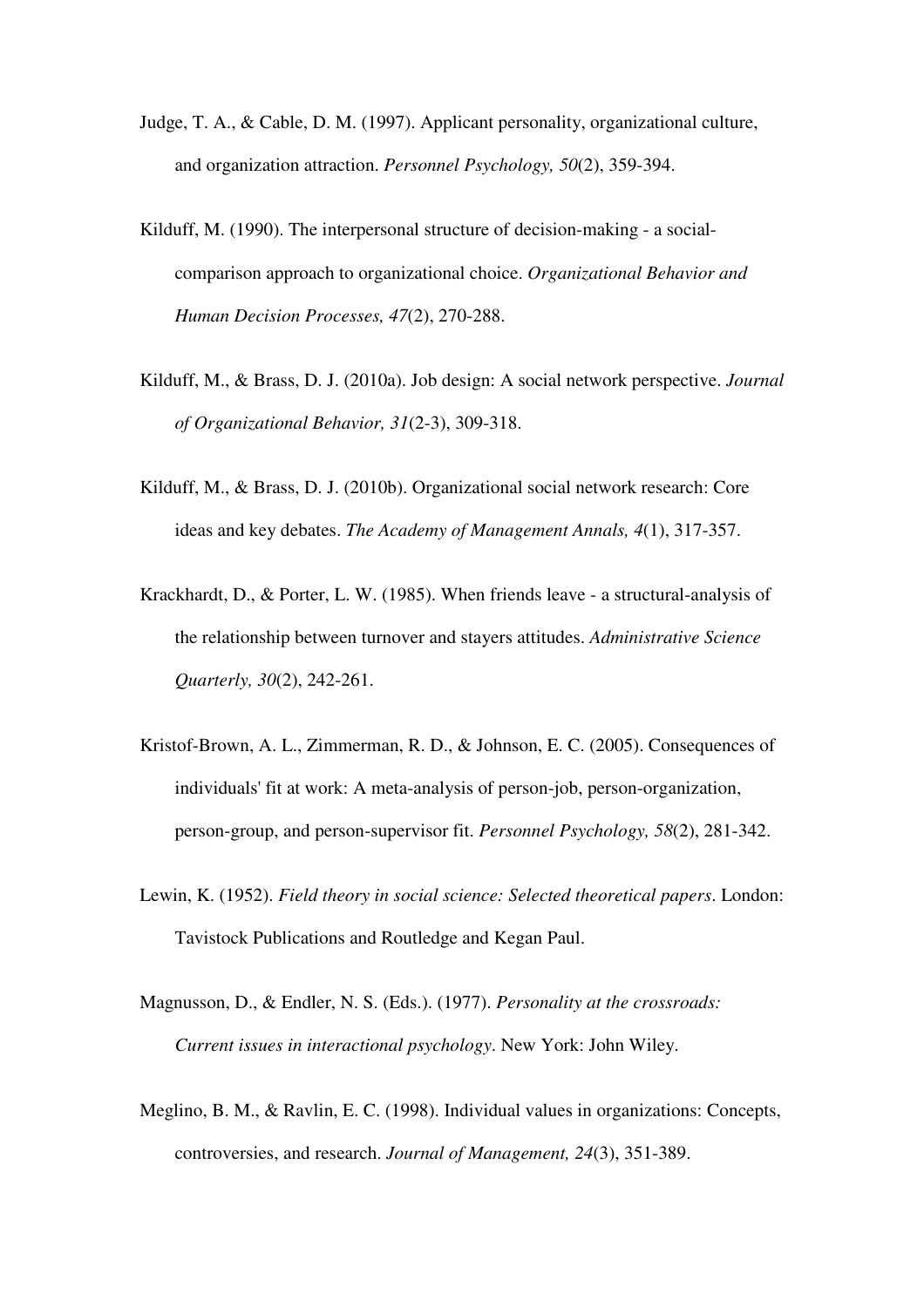Judge, T. A., & Cable, D. M. (1997). Applicant personality, organizational culture, and organization attraction. *Personnel Psychology, 50*(2), 359-394.

Kilduff, M. (1990). The interpersonal structure of decision-making - a social-comparison approach to organizational choice. *Organizational Behavior and Human Decision Processes, 47*(2), 270-288.

Kilduff, M., & Brass, D. J. (2010a). Job design: A social network perspective. *Journal of Organizational Behavior, 31*(2-3), 309-318.

Kilduff, M., & Brass, D. J. (2010b). Organizational social network research: Core ideas and key debates. *The Academy of Management Annals, 4*(1), 317-357.

Krackhardt, D., & Porter, L. W. (1985). When friends leave - a structural-analysis of the relationship between turnover and stayers attitudes. *Administrative Science Quarterly, 30*(2), 242-261.

Kristof-Brown, A. L., Zimmerman, R. D., & Johnson, E. C. (2005). Consequences of individuals' fit at work: A meta-analysis of person-job, person-organization, person-group, and person-supervisor fit. *Personnel Psychology, 58*(2), 281-342.

Lewin, K. (1952). *Field theory in social science: Selected theoretical papers*. London: Tavistock Publications and Routledge and Kegan Paul.

Magnusson, D., & Endler, N. S. (Eds.). (1977). *Personality at the crossroads: Current issues in interactional psychology*. New York: John Wiley.

Meglino, B. M., & Ravlin, E. C. (1998). Individual values in organizations: Concepts, controversies, and research. *Journal of Management, 24*(3), 351-389.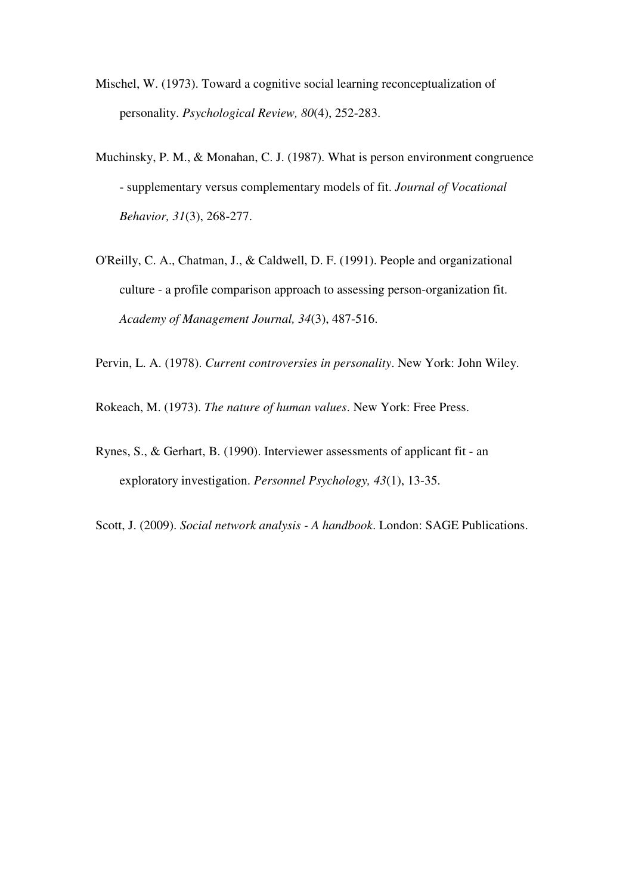Mischel, W. (1973). Toward a cognitive social learning reconceptualization of personality. *Psychological Review, 80*(4), 252-283.

Muchinsky, P. M., & Monahan, C. J. (1987). What is person environment congruence - supplementary versus complementary models of fit. *Journal of Vocational Behavior, 31*(3), 268-277.

O'Reilly, C. A., Chatman, J., & Caldwell, D. F. (1991). People and organizational culture - a profile comparison approach to assessing person-organization fit. *Academy of Management Journal, 34*(3), 487-516.

Pervin, L. A. (1978). *Current controversies in personality*. New York: John Wiley.

Rokeach, M. (1973). *The nature of human values*. New York: Free Press.

Rynes, S., & Gerhart, B. (1990). Interviewer assessments of applicant fit - an exploratory investigation. *Personnel Psychology, 43*(1), 13-35.

Scott, J. (2009). *Social network analysis - A handbook*. London: SAGE Publications.